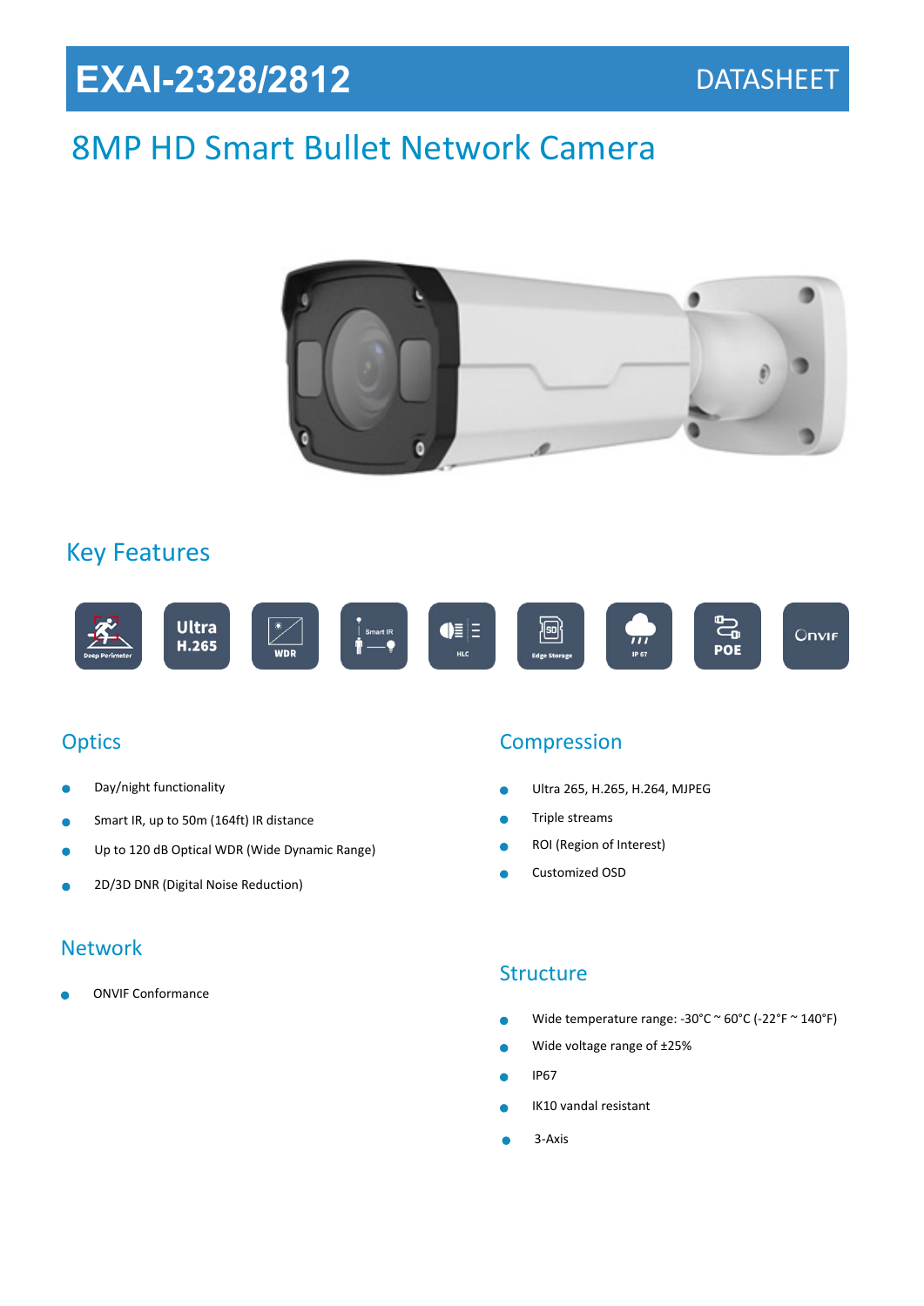# EXAI-2328/2812

DATASHEET

## 8MP HD Smart Bullet Network Camera

## Key Features

Deep Perimeter | Ultra H.265 | WDR | Smart IR | HLC | Edge Storage | IP 67 | POE | ONVIF

## Optics

- Day/night functionality
- Smart IR, up to 50m (164ft) IR distance
- Up to 120 dB Optical WDR (Wide Dynamic Range)
- 2D/3D DNR (Digital Noise Reduction)

## Compression

- Ultra 265, H.265, H.264, MJPEG
- Triple streams
- ROI (Region of Interest)
- Customized OSD

## Network

- ONVIF Conformance

## Structure

- Wide temperature range: -30°C ~ 60°C (-22°F ~ 140°F)
- Wide voltage range of ±25%
- IP67
- IK10 vandal resistant
- 3-Axis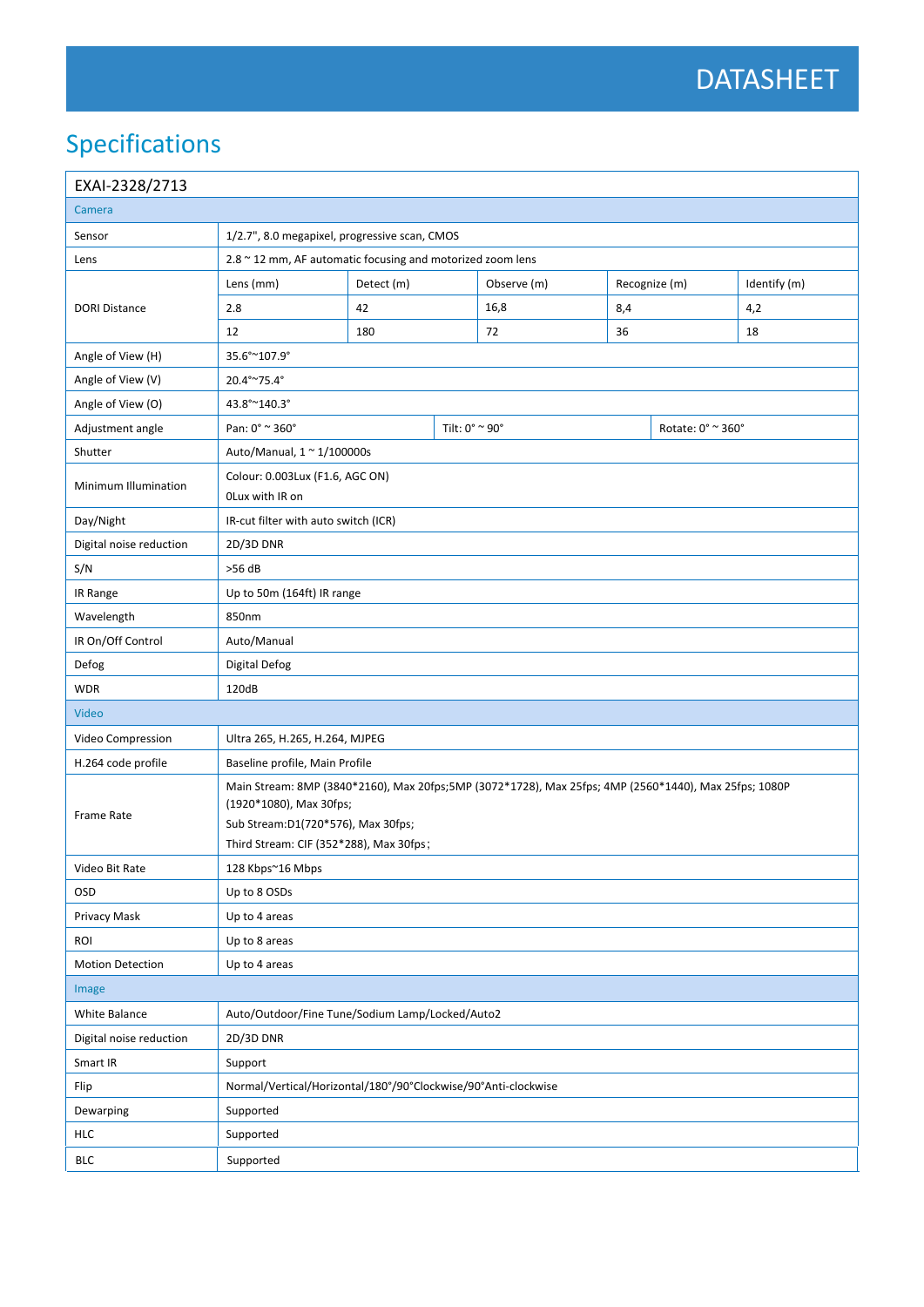# DATASHEET

## Specifications

| EXAI-2328/2713 | | | | | |
|---|---|---|---|---|---|
| **Camera** | | | | | |
| Sensor | 1/2.7", 8.0 megapixel, progressive scan, CMOS | | | | |
| Lens | 2.8 ~ 12 mm, AF automatic focusing and motorized zoom lens | | | | |
| DORI Distance | Lens (mm) | Detect (m) | Observe (m) | Recognize (m) | Identify (m) |
| | 2.8 | 42 | 16,8 | 8,4 | 4,2 |
| | 12 | 180 | 72 | 36 | 18 |
| Angle of View (H) | 35.6°~107.9° | | | | |
| Angle of View (V) | 20.4°~75.4° | | | | |
| Angle of View (O) | 43.8°~140.3° | | | | |
| Adjustment angle | Pan: 0° ~ 360° | Tilt: 0° ~ 90° | Rotate: 0° ~ 360° | | |
| Shutter | Auto/Manual, 1 ~ 1/100000s | | | | |
| Minimum Illumination | Colour: 0.003Lux (F1.6, AGC ON)<br>0Lux with IR on | | | | |
| Day/Night | IR-cut filter with auto switch (ICR) | | | | |
| Digital noise reduction | 2D/3D DNR | | | | |
| S/N | >56 dB | | | | |
| IR Range | Up to 50m (164ft) IR range | | | | |
| Wavelength | 850nm | | | | |
| IR On/Off Control | Auto/Manual | | | | |
| Defog | Digital Defog | | | | |
| WDR | 120dB | | | | |
| **Video** | | | | | |
| Video Compression | Ultra 265, H.265, H.264, MJPEG | | | | |
| H.264 code profile | Baseline profile, Main Profile | | | | |
| Frame Rate | Main Stream: 8MP (3840*2160), Max 20fps;5MP (3072*1728), Max 25fps; 4MP (2560*1440), Max 25fps; 1080P (1920*1080), Max 30fps;<br>Sub Stream:D1(720*576), Max 30fps;<br>Third Stream: CIF (352*288), Max 30fps; | | | | |
| Video Bit Rate | 128 Kbps~16 Mbps | | | | |
| OSD | Up to 8 OSDs | | | | |
| Privacy Mask | Up to 4 areas | | | | |
| ROI | Up to 8 areas | | | | |
| Motion Detection | Up to 4 areas | | | | |
| **Image** | | | | | |
| White Balance | Auto/Outdoor/Fine Tune/Sodium Lamp/Locked/Auto2 | | | | |
| Digital noise reduction | 2D/3D DNR | | | | |
| Smart IR | Support | | | | |
| Flip | Normal/Vertical/Horizontal/180°/90°Clockwise/90°Anti-clockwise | | | | |
| Dewarping | Supported | | | | |
| HLC | Supported | | | | |
| BLC | Supported | | | | |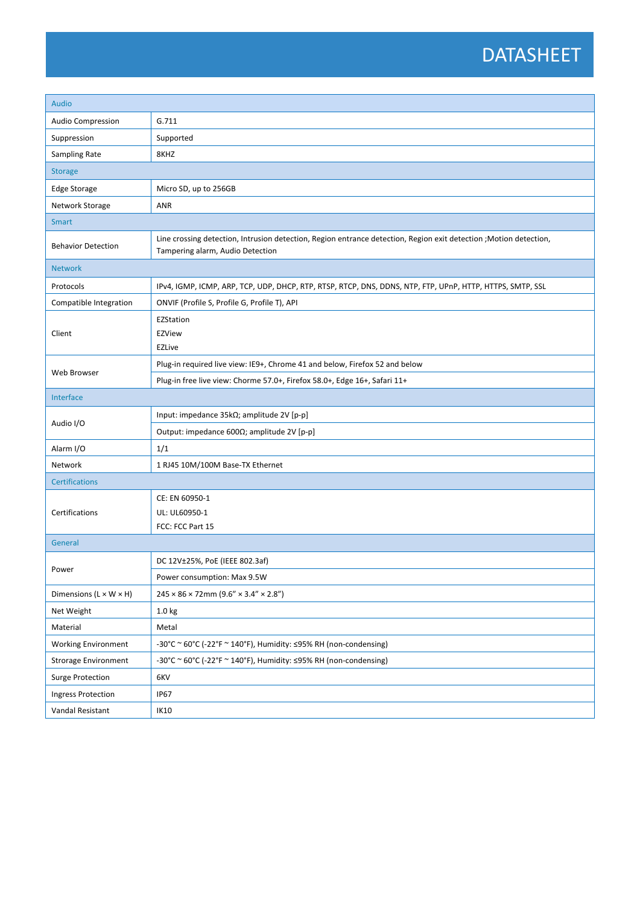# DATASHEET

| Audio | |
|---|---|
| Audio Compression | G.711 |
| Suppression | Supported |
| Sampling Rate | 8KHZ |
| **Storage** | |
| Edge Storage | Micro SD, up to 256GB |
| Network Storage | ANR |
| **Smart** | |
| Behavior Detection | Line crossing detection, Intrusion detection, Region entrance detection, Region exit detection ;Motion detection, Tampering alarm, Audio Detection |
| **Network** | |
| Protocols | IPv4, IGMP, ICMP, ARP, TCP, UDP, DHCP, RTP, RTSP, RTCP, DNS, DDNS, NTP, FTP, UPnP, HTTP, HTTPS, SMTP, SSL |
| Compatible Integration | ONVIF (Profile S, Profile G, Profile T), API |
| Client | EZStation<br>EZView<br>EZLive |
| Web Browser | Plug-in required live view: IE9+, Chrome 41 and below, Firefox 52 and below |
| | Plug-in free live view: Chorme 57.0+, Firefox 58.0+, Edge 16+, Safari 11+ |
| **Interface** | |
| Audio I/O | Input: impedance 35kΩ; amplitude 2V [p-p] |
| | Output: impedance 600Ω; amplitude 2V [p-p] |
| Alarm I/O | 1/1 |
| Network | 1 RJ45 10M/100M Base-TX Ethernet |
| **Certifications** | |
| Certifications | CE: EN 60950-1<br>UL: UL60950-1<br>FCC: FCC Part 15 |
| **General** | |
| Power | DC 12V±25%, PoE (IEEE 802.3af) |
| | Power consumption: Max 9.5W |
| Dimensions (L × W × H) | 245 × 86 × 72mm (9.6” × 3.4” × 2.8”) |
| Net Weight | 1.0 kg |
| Material | Metal |
| Working Environment | -30°C ~ 60°C (-22°F ~ 140°F), Humidity: ≤95% RH (non-condensing) |
| Strorage Environment | -30°C ~ 60°C (-22°F ~ 140°F), Humidity: ≤95% RH (non-condensing) |
| Surge Protection | 6KV |
| Ingress Protection | IP67 |
| Vandal Resistant | IK10 |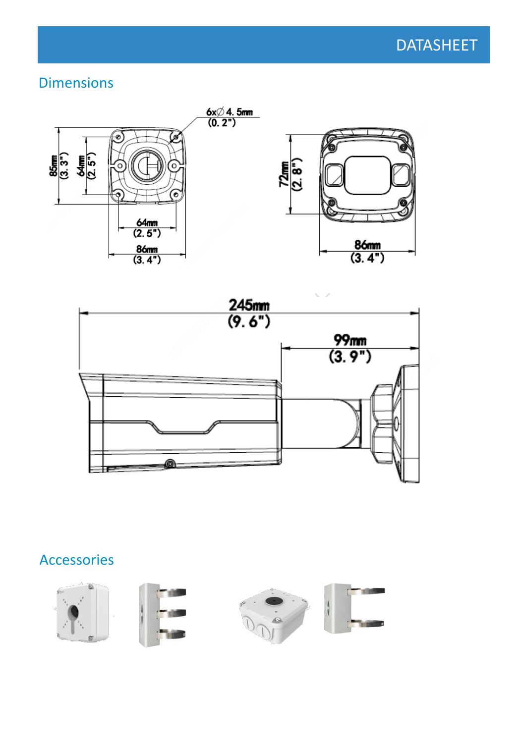## Dimensions

6xØ4.5mm
(0.2")

85mm
(3.3")

64mm
(2.5")

64mm
(2.5")

86mm
(3.4")

72mm
(2.8")

86mm
(3.4")

245mm
(9.6")

99mm
(3.9")

## Accessories